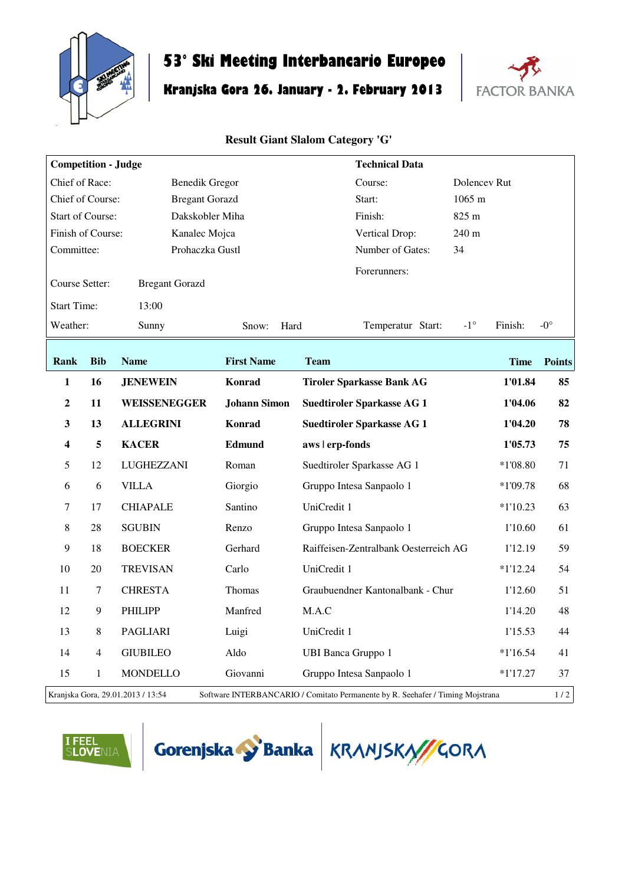# 53° Ski Meeting Interbancario Europeo

## Kranjska Gora 26. January - 2. February 2013

FACTOR BANKA

### Result Giant Slalom Category 'G'

| **Competition - Judge** | | **Technical Data** | |
|---|---|---|---|
| Chief of Race: | Benedik Gregor | Course: | Dolencev Rut |
| Chief of Course: | Bregant Gorazd | Start: | 1065 m |
| Start of Course: | Dakskobler Miha | Finish: | 825 m |
| Finish of Course: | Kanalec Mojca | Vertical Drop: | 240 m |
| Committee: | Prohaczka Gustl | Number of Gates: | 34 |
| | | Forerunners: | |
| Course Setter: | Bregant Gorazd | | |
| Start Time: | 13:00 | | |
| Weather: | Sunny | | |

Snow: Hard — Temperatur Start: -1° Finish: -0°

| Rank | Bib | Name | First Name | Team | Time | Points |
|---|---|---|---|---|---|---|
| **1** | **16** | **JENEWEIN** | **Konrad** | **Tiroler Sparkasse Bank AG** | **1'01.84** | **85** |
| **2** | **11** | **WEISSENEGGER** | **Johann Simon** | **Suedtiroler Sparkasse AG 1** | **1'04.06** | **82** |
| **3** | **13** | **ALLEGRINI** | **Konrad** | **Suedtiroler Sparkasse AG 1** | **1'04.20** | **78** |
| **4** | **5** | **KACER** | **Edmund** | **aws \| erp-fonds** | **1'05.73** | **75** |
| 5 | 12 | LUGHEZZANI | Roman | Suedtiroler Sparkasse AG 1 | *1'08.80 | 71 |
| 6 | 6 | VILLA | Giorgio | Gruppo Intesa Sanpaolo 1 | *1'09.78 | 68 |
| 7 | 17 | CHIAPALE | Santino | UniCredit 1 | *1'10.23 | 63 |
| 8 | 28 | SGUBIN | Renzo | Gruppo Intesa Sanpaolo 1 | 1'10.60 | 61 |
| 9 | 18 | BOECKER | Gerhard | Raiffeisen-Zentralbank Oesterreich AG | 1'12.19 | 59 |
| 10 | 20 | TREVISAN | Carlo | UniCredit 1 | *1'12.24 | 54 |
| 11 | 7 | CHRESTA | Thomas | Graubuendner Kantonalbank - Chur | 1'12.60 | 51 |
| 12 | 9 | PHILIPP | Manfred | M.A.C | 1'14.20 | 48 |
| 13 | 8 | PAGLIARI | Luigi | UniCredit 1 | 1'15.53 | 44 |
| 14 | 4 | GIUBILEO | Aldo | UBI Banca Gruppo 1 | *1'16.54 | 41 |
| 15 | 1 | MONDELLO | Giovanni | Gruppo Intesa Sanpaolo 1 | *1'17.27 | 37 |

Kranjska Gora, 29.01.2013 / 13:54 — Software INTERBANCARIO / Comitato Permanente by R. Seehafer / Timing Mojstrana

I FEEL SLOVENIA — Gorenjska Banka — KRANJSKA GORA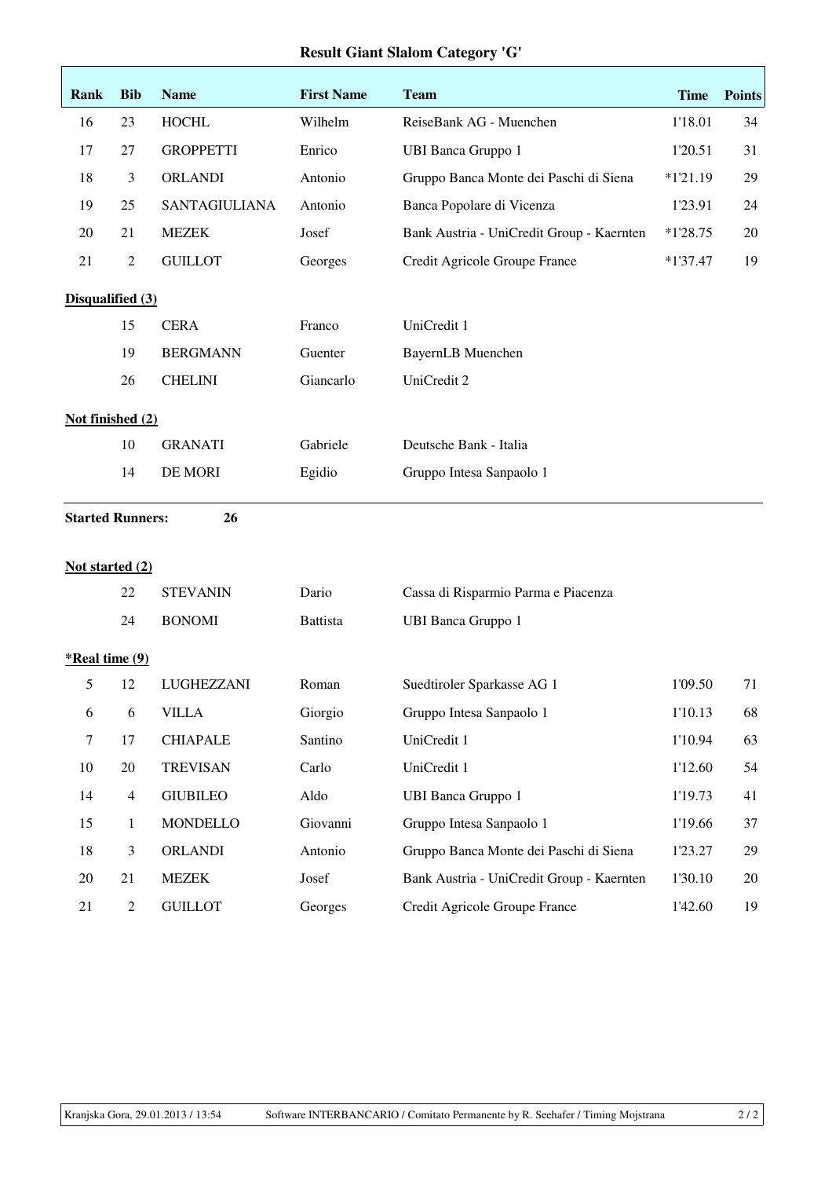## Result Giant Slalom Category 'G'

| Rank | Bib | Name | First Name | Team | Time | Points |
|---|---|---|---|---|---|---|
| 16 | 23 | HOCHL | Wilhelm | ReiseBank AG - Muenchen | 1'18.01 | 34 |
| 17 | 27 | GROPPETTI | Enrico | UBI Banca Gruppo 1 | 1'20.51 | 31 |
| 18 | 3 | ORLANDI | Antonio | Gruppo Banca Monte dei Paschi di Siena | *1'21.19 | 29 |
| 19 | 25 | SANTAGIULIANA | Antonio | Banca Popolare di Vicenza | 1'23.91 | 24 |
| 20 | 21 | MEZEK | Josef | Bank Austria - UniCredit Group - Kaernten | *1'28.75 | 20 |
| 21 | 2 | GUILLOT | Georges | Credit Agricole Groupe France | *1'37.47 | 19 |

**Disqualified (3)**

| | Bib | Name | First Name | Team |
|---|---|---|---|---|
| | 15 | CERA | Franco | UniCredit 1 |
| | 19 | BERGMANN | Guenter | BayernLB Muenchen |
| | 26 | CHELINI | Giancarlo | UniCredit 2 |

**Not finished (2)**

| | Bib | Name | First Name | Team |
|---|---|---|---|---|
| | 10 | GRANATI | Gabriele | Deutsche Bank - Italia |
| | 14 | DE MORI | Egidio | Gruppo Intesa Sanpaolo 1 |

**Started Runners:** 26

**Not started (2)**

| | Bib | Name | First Name | Team |
|---|---|---|---|---|
| | 22 | STEVANIN | Dario | Cassa di Risparmio Parma e Piacenza |
| | 24 | BONOMI | Battista | UBI Banca Gruppo 1 |

***Real time (9)**

| Rank | Bib | Name | First Name | Team | Time | Points |
|---|---|---|---|---|---|---|
| 5 | 12 | LUGHEZZANI | Roman | Suedtiroler Sparkasse AG 1 | 1'09.50 | 71 |
| 6 | 6 | VILLA | Giorgio | Gruppo Intesa Sanpaolo 1 | 1'10.13 | 68 |
| 7 | 17 | CHIAPALE | Santino | UniCredit 1 | 1'10.94 | 63 |
| 10 | 20 | TREVISAN | Carlo | UniCredit 1 | 1'12.60 | 54 |
| 14 | 4 | GIUBILEO | Aldo | UBI Banca Gruppo 1 | 1'19.73 | 41 |
| 15 | 1 | MONDELLO | Giovanni | Gruppo Intesa Sanpaolo 1 | 1'19.66 | 37 |
| 18 | 3 | ORLANDI | Antonio | Gruppo Banca Monte dei Paschi di Siena | 1'23.27 | 29 |
| 20 | 21 | MEZEK | Josef | Bank Austria - UniCredit Group - Kaernten | 1'30.10 | 20 |
| 21 | 2 | GUILLOT | Georges | Credit Agricole Groupe France | 1'42.60 | 19 |

Kranjska Gora, 29.01.2013 / 13:54 Software INTERBANCARIO / Comitato Permanente by R. Seehafer / Timing Mojstrana